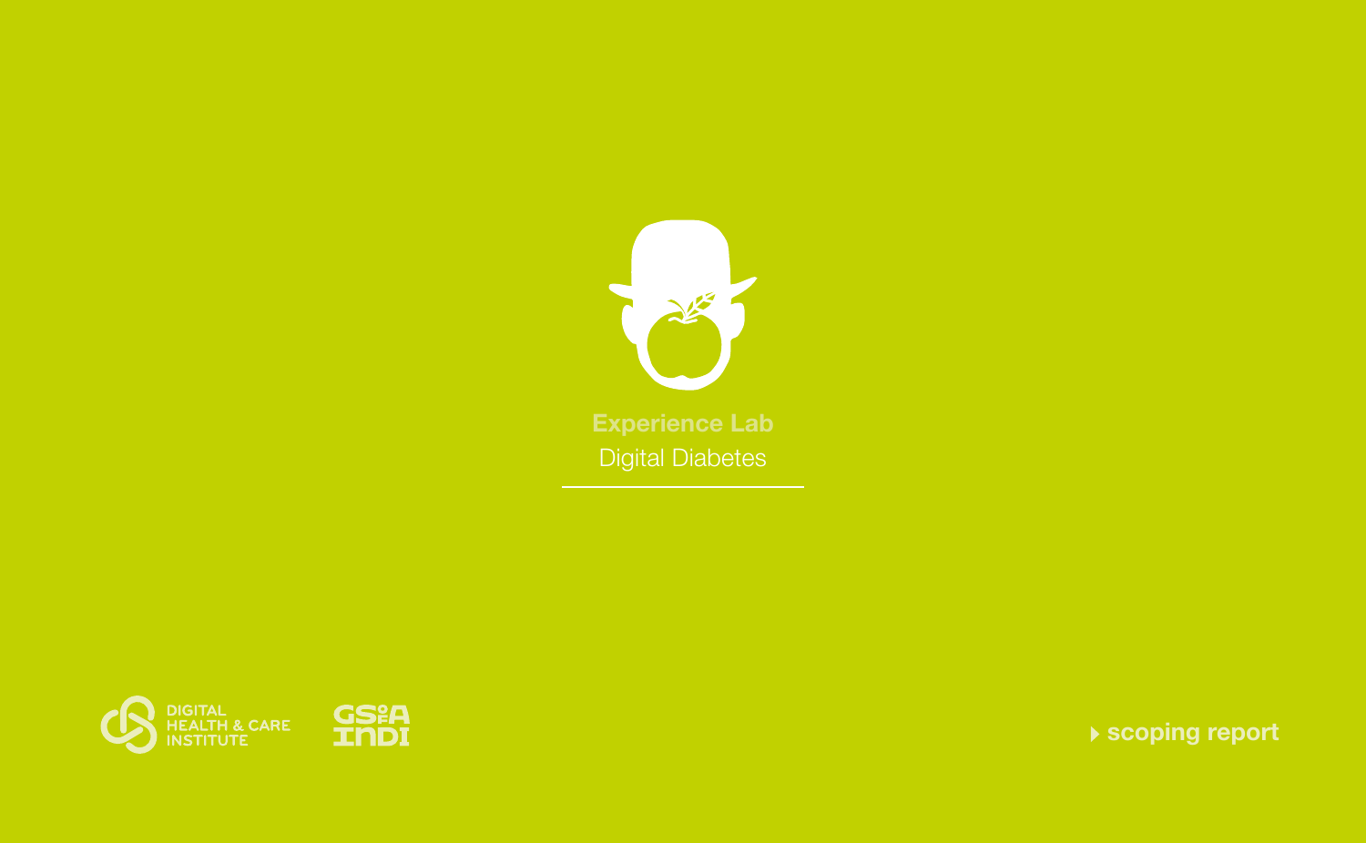# Experience Lab

## Digital Diabetes

DIGITAL HEALTH & CARE INSTITUTE

GSA INDI

scoping report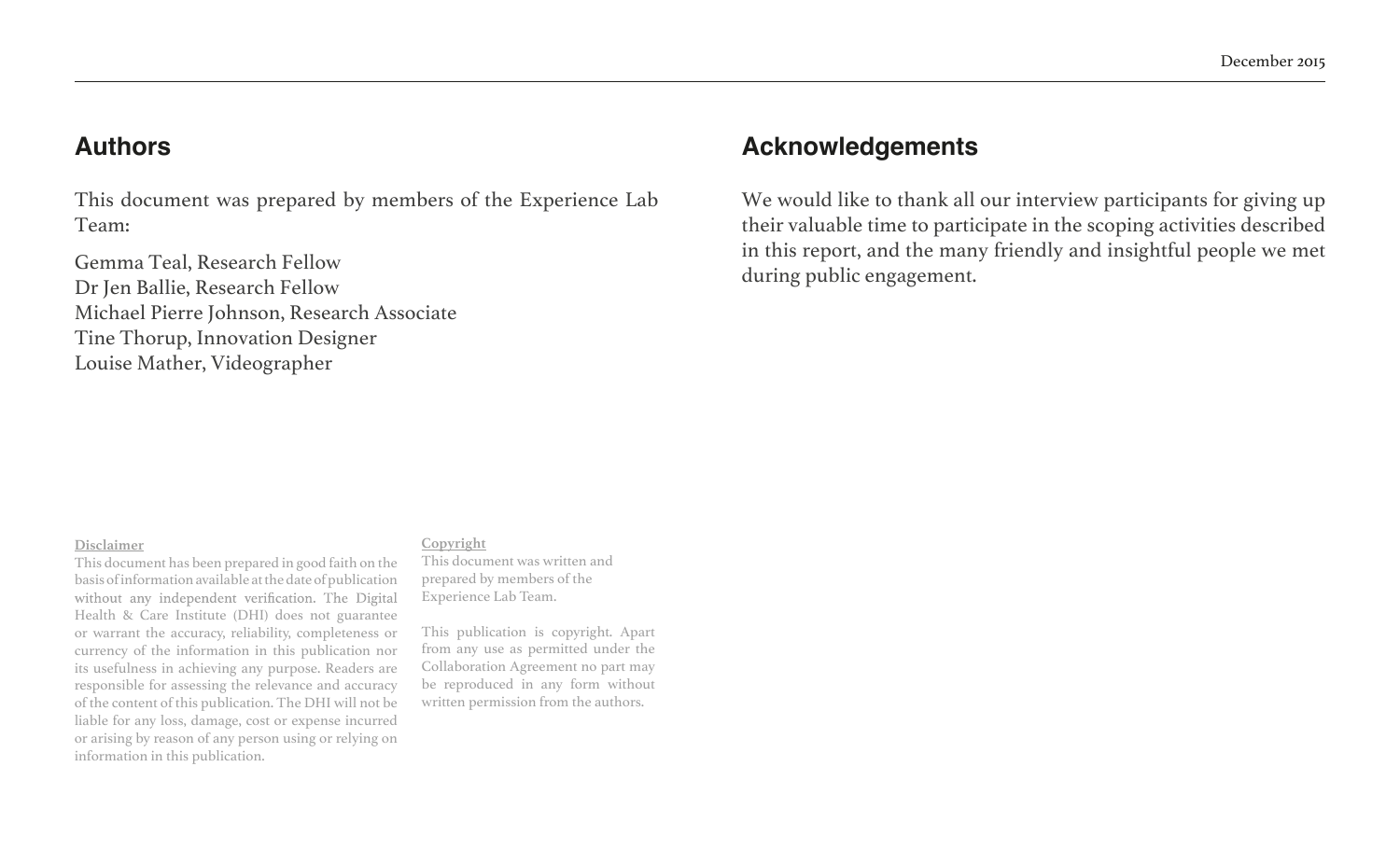## Authors

This document was prepared by members of the Experience Lab Team:

Gemma Teal, Research Fellow
Dr Jen Ballie, Research Fellow
Michael Pierre Johnson, Research Associate
Tine Thorup, Innovation Designer
Louise Mather, Videographer

## Acknowledgements

We would like to thank all our interview participants for giving up their valuable time to participate in the scoping activities described in this report, and the many friendly and insightful people we met during public engagement.

**Disclaimer**

This document has been prepared in good faith on the basis of information available at the date of publication without any independent verification. The Digital Health & Care Institute (DHI) does not guarantee or warrant the accuracy, reliability, completeness or currency of the information in this publication nor its usefulness in achieving any purpose. Readers are responsible for assessing the relevance and accuracy of the content of this publication. The DHI will not be liable for any loss, damage, cost or expense incurred or arising by reason of any person using or relying on information in this publication.

**Copyright**

This document was written and prepared by members of the Experience Lab Team.

This publication is copyright. Apart from any use as permitted under the Collaboration Agreement no part may be reproduced in any form without written permission from the authors.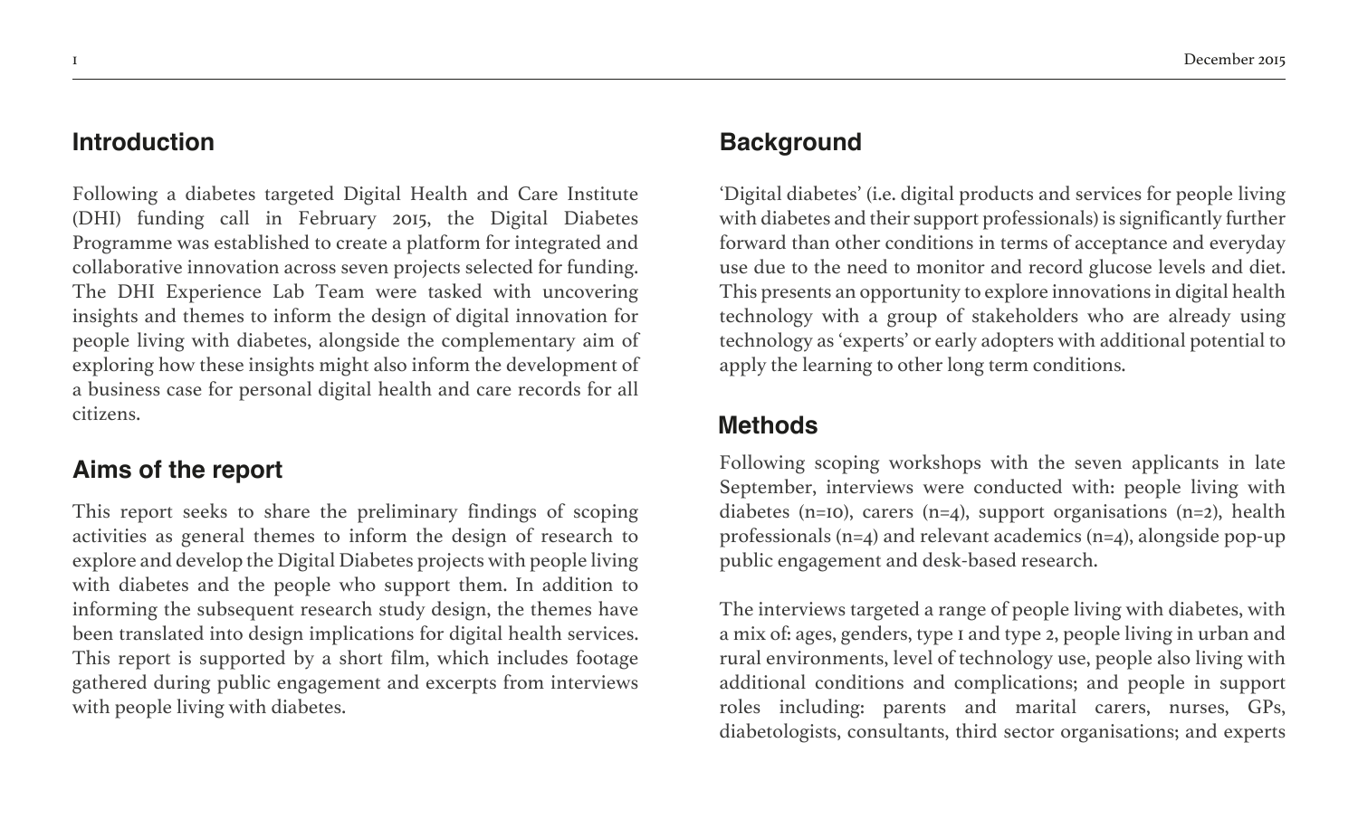## Introduction

Following a diabetes targeted Digital Health and Care Institute (DHI) funding call in February 2015, the Digital Diabetes Programme was established to create a platform for integrated and collaborative innovation across seven projects selected for funding. The DHI Experience Lab Team were tasked with uncovering insights and themes to inform the design of digital innovation for people living with diabetes, alongside the complementary aim of exploring how these insights might also inform the development of a business case for personal digital health and care records for all citizens.

## Aims of the report

This report seeks to share the preliminary findings of scoping activities as general themes to inform the design of research to explore and develop the Digital Diabetes projects with people living with diabetes and the people who support them. In addition to informing the subsequent research study design, the themes have been translated into design implications for digital health services. This report is supported by a short film, which includes footage gathered during public engagement and excerpts from interviews with people living with diabetes.

## Background

'Digital diabetes' (i.e. digital products and services for people living with diabetes and their support professionals) is significantly further forward than other conditions in terms of acceptance and everyday use due to the need to monitor and record glucose levels and diet. This presents an opportunity to explore innovations in digital health technology with a group of stakeholders who are already using technology as 'experts' or early adopters with additional potential to apply the learning to other long term conditions.

## Methods

Following scoping workshops with the seven applicants in late September, interviews were conducted with: people living with diabetes (n=10), carers (n=4), support organisations (n=2), health professionals (n=4) and relevant academics (n=4), alongside pop-up public engagement and desk-based research.

The interviews targeted a range of people living with diabetes, with a mix of: ages, genders, type 1 and type 2, people living in urban and rural environments, level of technology use, people also living with additional conditions and complications; and people in support roles including: parents and marital carers, nurses, GPs, diabetologists, consultants, third sector organisations; and experts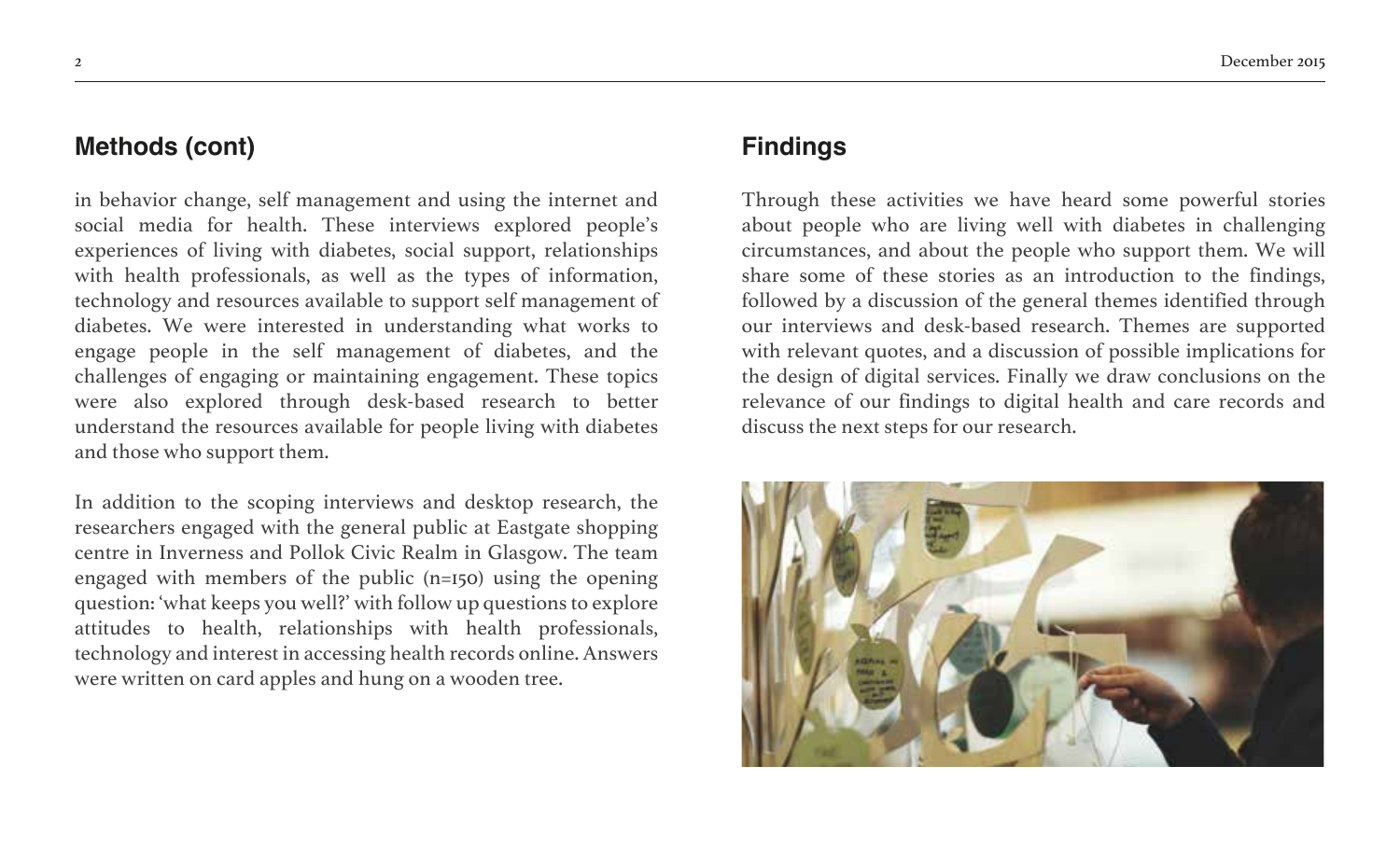## Methods (cont)

in behavior change, self management and using the internet and social media for health. These interviews explored people's experiences of living with diabetes, social support, relationships with health professionals, as well as the types of information, technology and resources available to support self management of diabetes. We were interested in understanding what works to engage people in the self management of diabetes, and the challenges of engaging or maintaining engagement. These topics were also explored through desk-based research to better understand the resources available for people living with diabetes and those who support them.

In addition to the scoping interviews and desktop research, the researchers engaged with the general public at Eastgate shopping centre in Inverness and Pollok Civic Realm in Glasgow. The team engaged with members of the public (n=150) using the opening question: 'what keeps you well?' with follow up questions to explore attitudes to health, relationships with health professionals, technology and interest in accessing health records online. Answers were written on card apples and hung on a wooden tree.

## Findings

Through these activities we have heard some powerful stories about people who are living well with diabetes in challenging circumstances, and about the people who support them. We will share some of these stories as an introduction to the findings, followed by a discussion of the general themes identified through our interviews and desk-based research. Themes are supported with relevant quotes, and a discussion of possible implications for the design of digital services. Finally we draw conclusions on the relevance of our findings to digital health and care records and discuss the next steps for our research.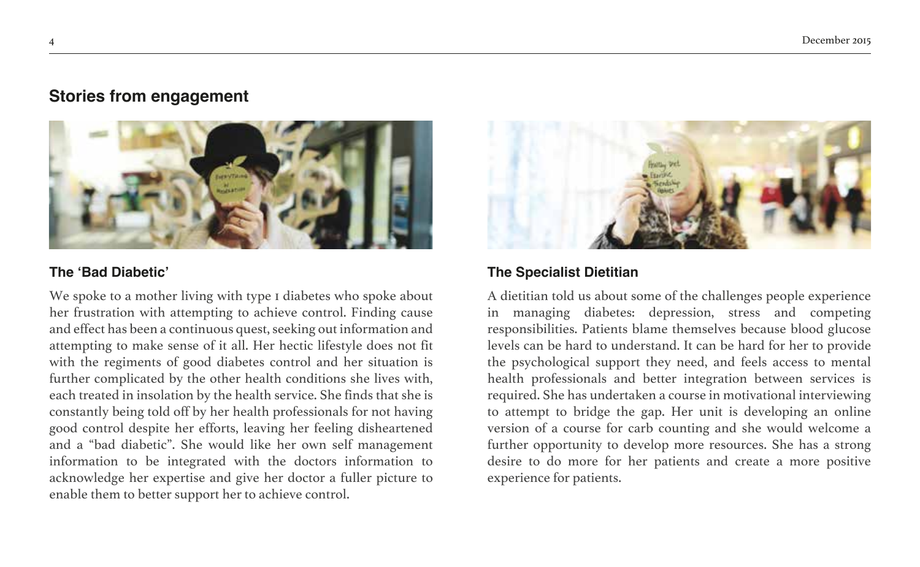## Stories from engagement

### The 'Bad Diabetic'

We spoke to a mother living with type 1 diabetes who spoke about her frustration with attempting to achieve control. Finding cause and effect has been a continuous quest, seeking out information and attempting to make sense of it all. Her hectic lifestyle does not fit with the regiments of good diabetes control and her situation is further complicated by the other health conditions she lives with, each treated in insolation by the health service. She finds that she is constantly being told off by her health professionals for not having good control despite her efforts, leaving her feeling disheartened and a "bad diabetic". She would like her own self management information to be integrated with the doctors information to acknowledge her expertise and give her doctor a fuller picture to enable them to better support her to achieve control.

### The Specialist Dietitian

A dietitian told us about some of the challenges people experience in managing diabetes: depression, stress and competing responsibilities. Patients blame themselves because blood glucose levels can be hard to understand. It can be hard for her to provide the psychological support they need, and feels access to mental health professionals and better integration between services is required. She has undertaken a course in motivational interviewing to attempt to bridge the gap. Her unit is developing an online version of a course for carb counting and she would welcome a further opportunity to develop more resources. She has a strong desire to do more for her patients and create a more positive experience for patients.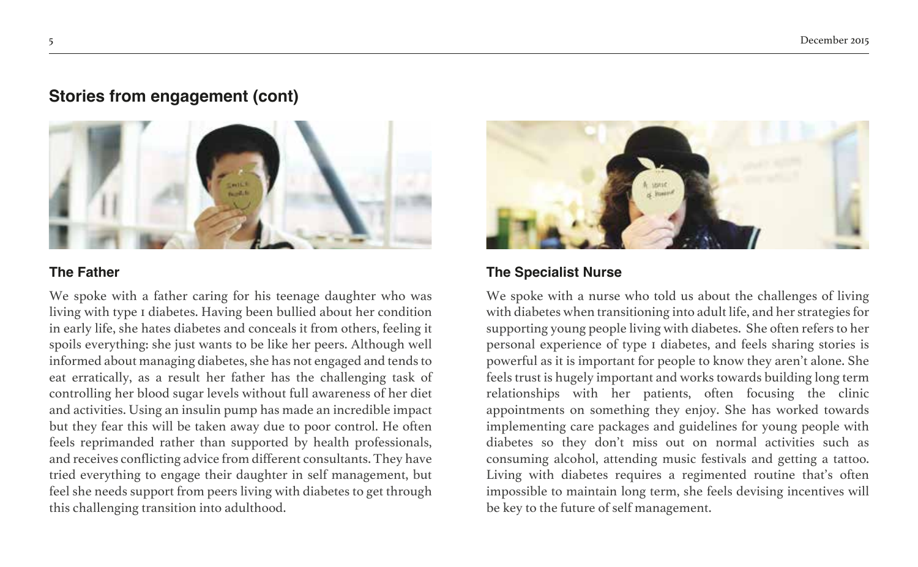## Stories from engagement (cont)

### The Father

We spoke with a father caring for his teenage daughter who was living with type 1 diabetes. Having been bullied about her condition in early life, she hates diabetes and conceals it from others, feeling it spoils everything: she just wants to be like her peers. Although well informed about managing diabetes, she has not engaged and tends to eat erratically, as a result her father has the challenging task of controlling her blood sugar levels without full awareness of her diet and activities. Using an insulin pump has made an incredible impact but they fear this will be taken away due to poor control. He often feels reprimanded rather than supported by health professionals, and receives conflicting advice from different consultants. They have tried everything to engage their daughter in self management, but feel she needs support from peers living with diabetes to get through this challenging transition into adulthood.

### The Specialist Nurse

We spoke with a nurse who told us about the challenges of living with diabetes when transitioning into adult life, and her strategies for supporting young people living with diabetes. She often refers to her personal experience of type 1 diabetes, and feels sharing stories is powerful as it is important for people to know they aren't alone. She feels trust is hugely important and works towards building long term relationships with her patients, often focusing the clinic appointments on something they enjoy. She has worked towards implementing care packages and guidelines for young people with diabetes so they don't miss out on normal activities such as consuming alcohol, attending music festivals and getting a tattoo. Living with diabetes requires a regimented routine that's often impossible to maintain long term, she feels devising incentives will be key to the future of self management.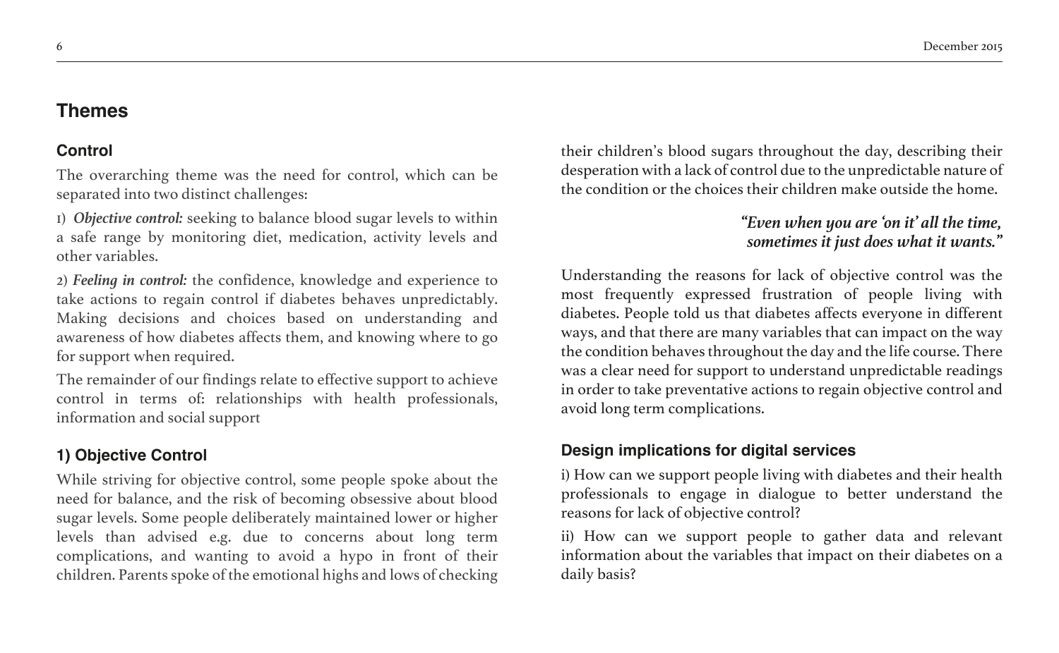# Themes

## Control

The overarching theme was the need for control, which can be separated into two distinct challenges:

1) ***Objective control:*** seeking to balance blood sugar levels to within a safe range by monitoring diet, medication, activity levels and other variables.

2) ***Feeling in control:*** the confidence, knowledge and experience to take actions to regain control if diabetes behaves unpredictably. Making decisions and choices based on understanding and awareness of how diabetes affects them, and knowing where to go for support when required.

The remainder of our findings relate to effective support to achieve control in terms of: relationships with health professionals, information and social support

## 1) Objective Control

While striving for objective control, some people spoke about the need for balance, and the risk of becoming obsessive about blood sugar levels. Some people deliberately maintained lower or higher levels than advised e.g. due to concerns about long term complications, and wanting to avoid a hypo in front of their children. Parents spoke of the emotional highs and lows of checking their children's blood sugars throughout the day, describing their desperation with a lack of control due to the unpredictable nature of the condition or the choices their children make outside the home.

> ***"Even when you are 'on it' all the time, sometimes it just does what it wants."***

Understanding the reasons for lack of objective control was the most frequently expressed frustration of people living with diabetes. People told us that diabetes affects everyone in different ways, and that there are many variables that can impact on the way the condition behaves throughout the day and the life course. There was a clear need for support to understand unpredictable readings in order to take preventative actions to regain objective control and avoid long term complications.

### Design implications for digital services

i) How can we support people living with diabetes and their health professionals to engage in dialogue to better understand the reasons for lack of objective control?

ii) How can we support people to gather data and relevant information about the variables that impact on their diabetes on a daily basis?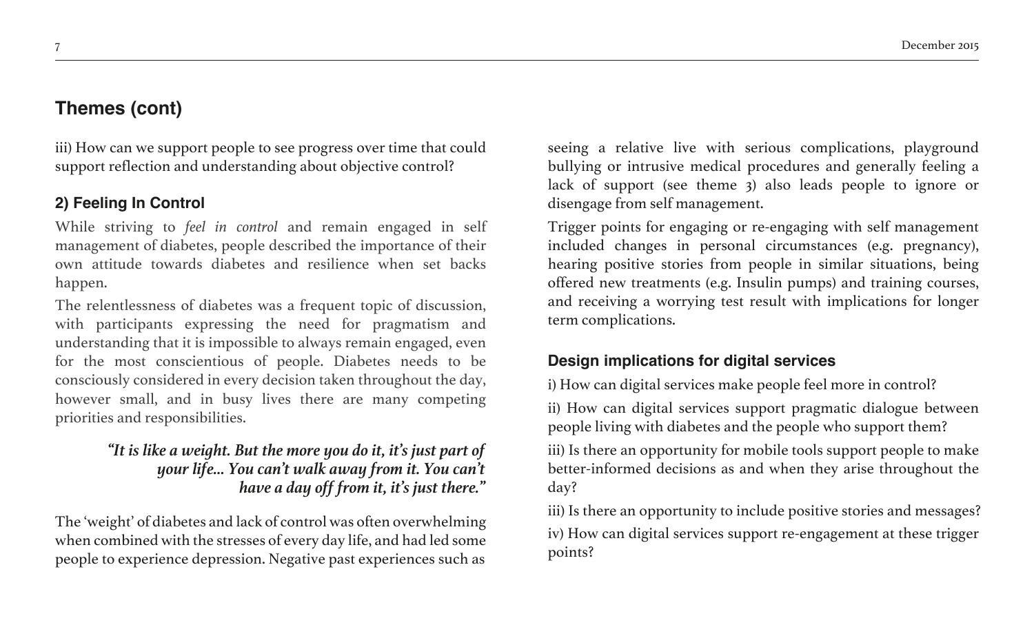## Themes (cont)

iii) How can we support people to see progress over time that could support reflection and understanding about objective control?

### 2) Feeling In Control

While striving to *feel in control* and remain engaged in self management of diabetes, people described the importance of their own attitude towards diabetes and resilience when set backs happen.

The relentlessness of diabetes was a frequent topic of discussion, with participants expressing the need for pragmatism and understanding that it is impossible to always remain engaged, even for the most conscientious of people. Diabetes needs to be consciously considered in every decision taken throughout the day, however small, and in busy lives there are many competing priorities and responsibilities.

> ***"It is like a weight. But the more you do it, it's just part of your life... You can't walk away from it. You can't have a day off from it, it's just there."***

The 'weight' of diabetes and lack of control was often overwhelming when combined with the stresses of every day life, and had led some people to experience depression. Negative past experiences such as seeing a relative live with serious complications, playground bullying or intrusive medical procedures and generally feeling a lack of support (see theme 3) also leads people to ignore or disengage from self management.

Trigger points for engaging or re-engaging with self management included changes in personal circumstances (e.g. pregnancy), hearing positive stories from people in similar situations, being offered new treatments (e.g. Insulin pumps) and training courses, and receiving a worrying test result with implications for longer term complications.

### Design implications for digital services

i) How can digital services make people feel more in control?

ii) How can digital services support pragmatic dialogue between people living with diabetes and the people who support them?

iii) Is there an opportunity for mobile tools support people to make better-informed decisions as and when they arise throughout the day?

iii) Is there an opportunity to include positive stories and messages?

iv) How can digital services support re-engagement at these trigger points?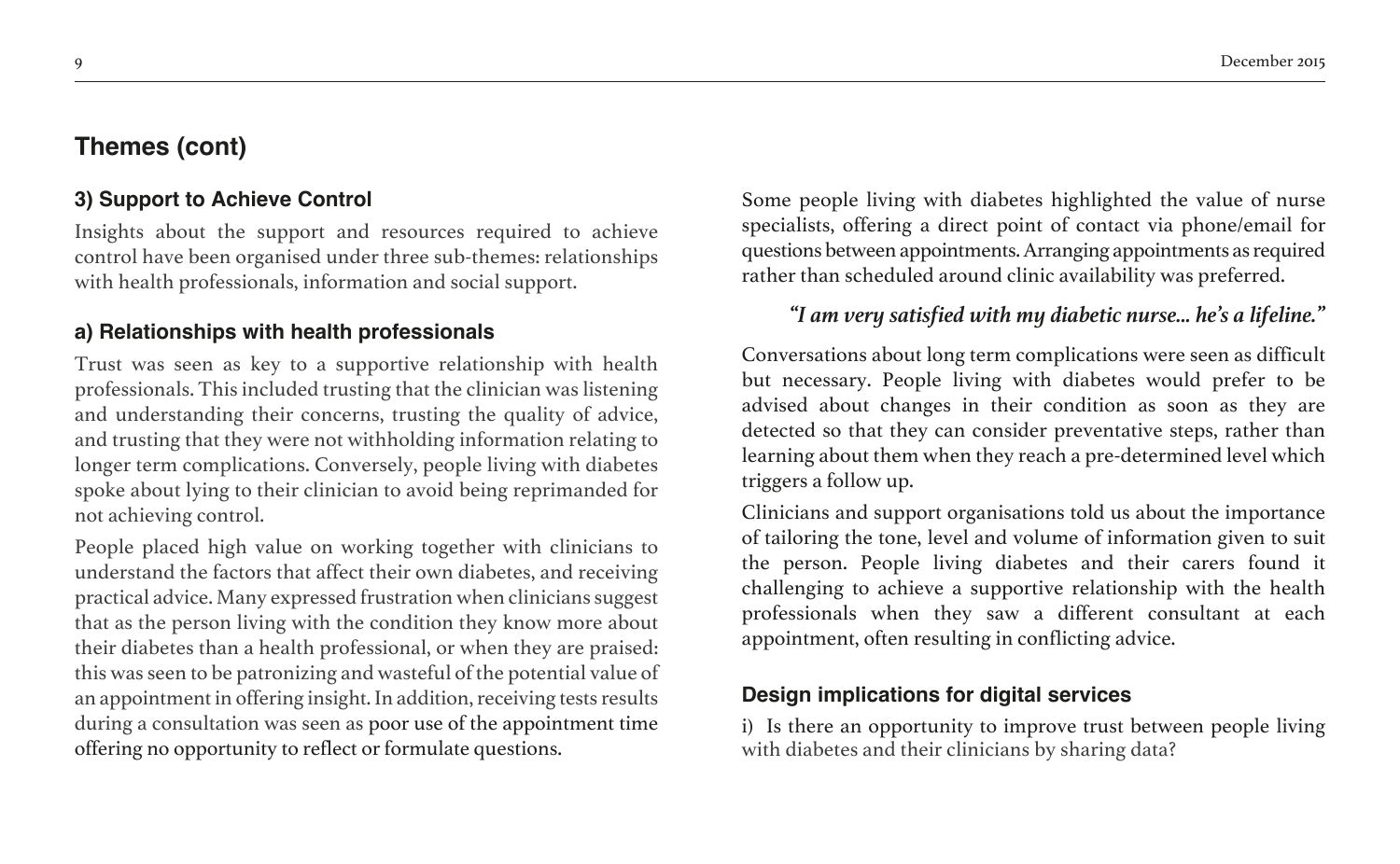## Themes (cont)

### 3) Support to Achieve Control

Insights about the support and resources required to achieve control have been organised under three sub-themes: relationships with health professionals, information and social support.

### a) Relationships with health professionals

Trust was seen as key to a supportive relationship with health professionals. This included trusting that the clinician was listening and understanding their concerns, trusting the quality of advice, and trusting that they were not withholding information relating to longer term complications. Conversely, people living with diabetes spoke about lying to their clinician to avoid being reprimanded for not achieving control.

People placed high value on working together with clinicians to understand the factors that affect their own diabetes, and receiving practical advice. Many expressed frustration when clinicians suggest that as the person living with the condition they know more about their diabetes than a health professional, or when they are praised: this was seen to be patronizing and wasteful of the potential value of an appointment in offering insight. In addition, receiving tests results during a consultation was seen as poor use of the appointment time offering no opportunity to reflect or formulate questions.

Some people living with diabetes highlighted the value of nurse specialists, offering a direct point of contact via phone/email for questions between appointments. Arranging appointments as required rather than scheduled around clinic availability was preferred.

*"I am very satisfied with my diabetic nurse... he's a lifeline."*

Conversations about long term complications were seen as difficult but necessary. People living with diabetes would prefer to be advised about changes in their condition as soon as they are detected so that they can consider preventative steps, rather than learning about them when they reach a pre-determined level which triggers a follow up.

Clinicians and support organisations told us about the importance of tailoring the tone, level and volume of information given to suit the person. People living diabetes and their carers found it challenging to achieve a supportive relationship with the health professionals when they saw a different consultant at each appointment, often resulting in conflicting advice.

### Design implications for digital services

i) Is there an opportunity to improve trust between people living with diabetes and their clinicians by sharing data?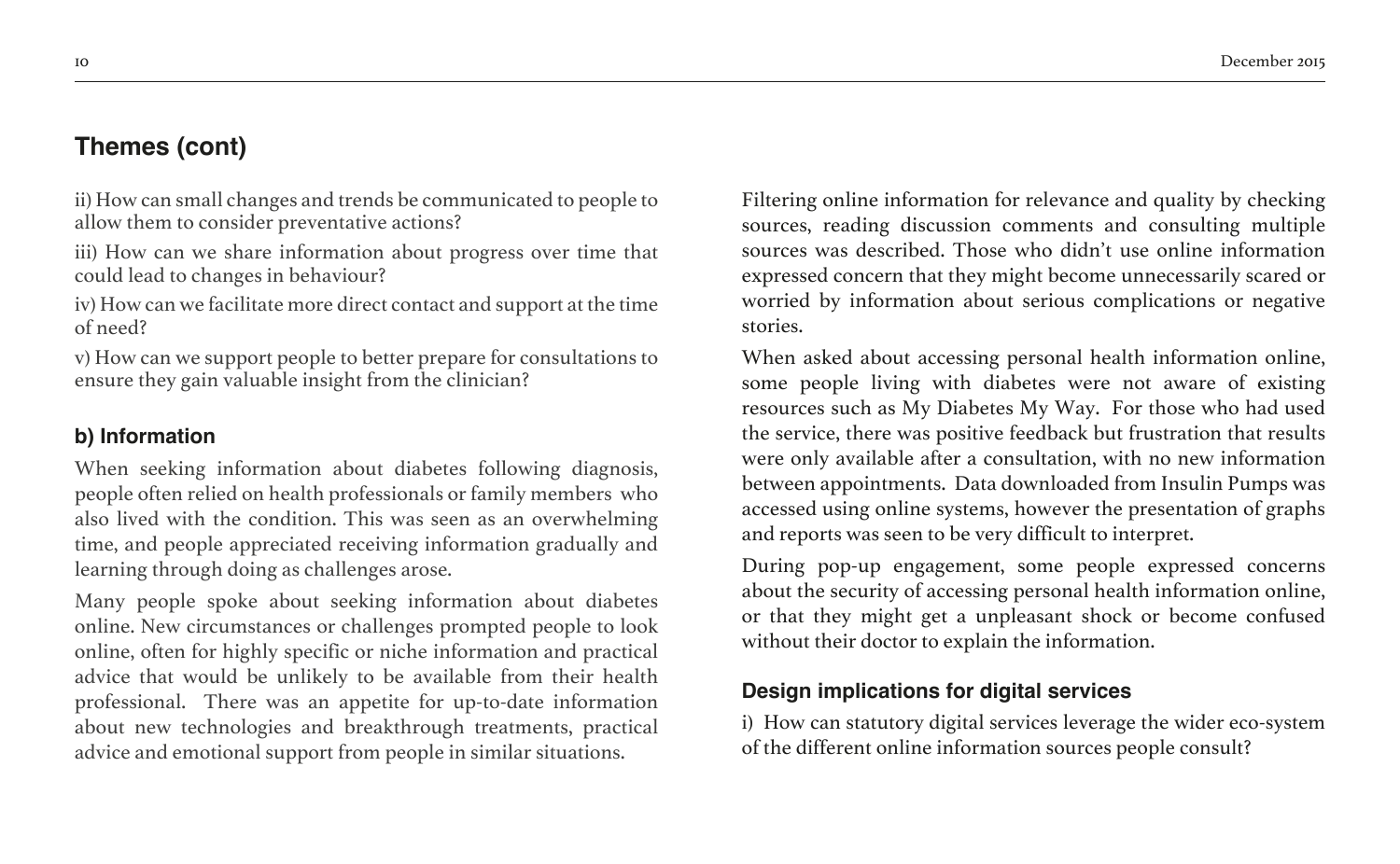## Themes (cont)

ii) How can small changes and trends be communicated to people to allow them to consider preventative actions?

iii) How can we share information about progress over time that could lead to changes in behaviour?

iv) How can we facilitate more direct contact and support at the time of need?

v) How can we support people to better prepare for consultations to ensure they gain valuable insight from the clinician?

### b) Information

When seeking information about diabetes following diagnosis, people often relied on health professionals or family members who also lived with the condition. This was seen as an overwhelming time, and people appreciated receiving information gradually and learning through doing as challenges arose.

Many people spoke about seeking information about diabetes online. New circumstances or challenges prompted people to look online, often for highly specific or niche information and practical advice that would be unlikely to be available from their health professional. There was an appetite for up-to-date information about new technologies and breakthrough treatments, practical advice and emotional support from people in similar situations.

Filtering online information for relevance and quality by checking sources, reading discussion comments and consulting multiple sources was described. Those who didn't use online information expressed concern that they might become unnecessarily scared or worried by information about serious complications or negative stories.

When asked about accessing personal health information online, some people living with diabetes were not aware of existing resources such as My Diabetes My Way. For those who had used the service, there was positive feedback but frustration that results were only available after a consultation, with no new information between appointments. Data downloaded from Insulin Pumps was accessed using online systems, however the presentation of graphs and reports was seen to be very difficult to interpret.

During pop-up engagement, some people expressed concerns about the security of accessing personal health information online, or that they might get a unpleasant shock or become confused without their doctor to explain the information.

### Design implications for digital services

i) How can statutory digital services leverage the wider eco-system of the different online information sources people consult?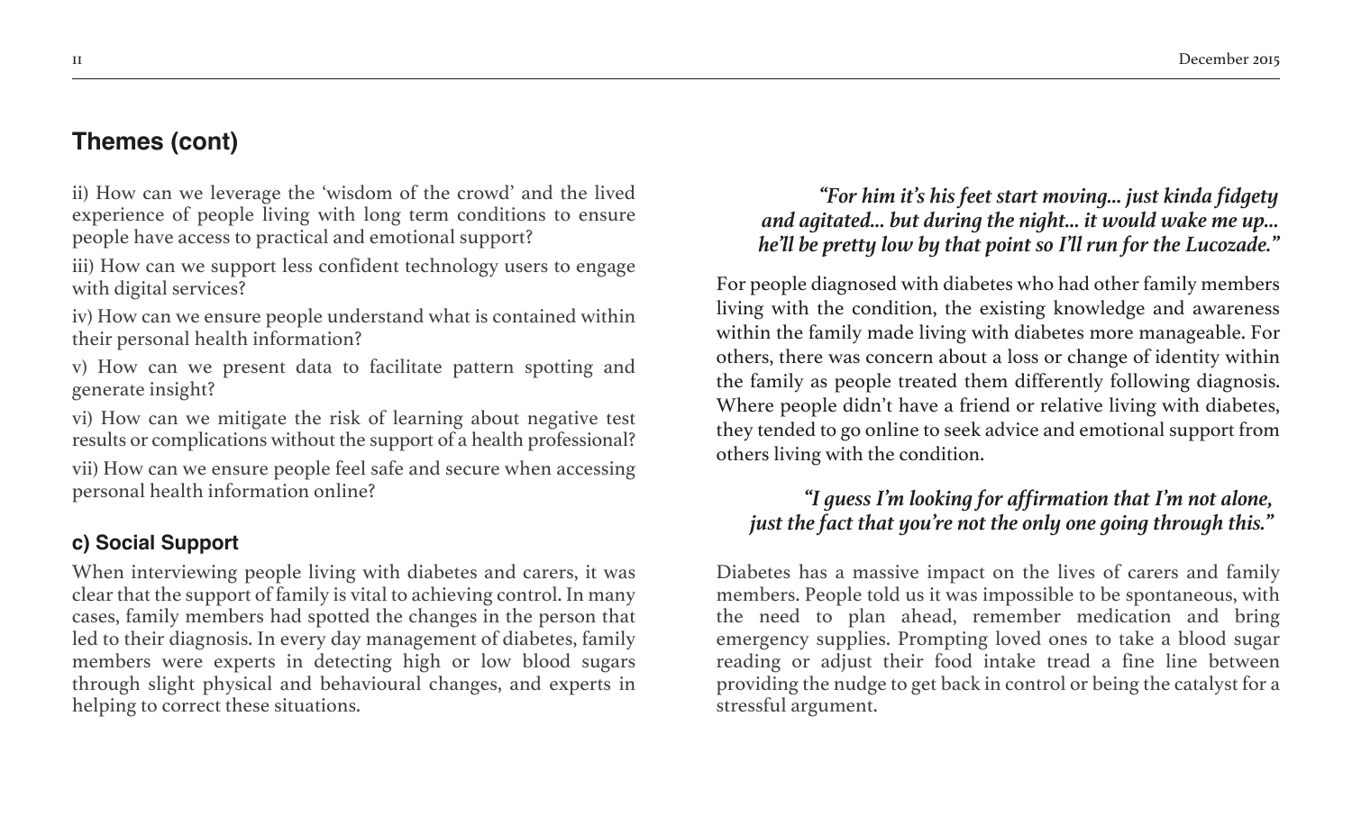## Themes (cont)

ii) How can we leverage the 'wisdom of the crowd' and the lived experience of people living with long term conditions to ensure people have access to practical and emotional support?

iii) How can we support less confident technology users to engage with digital services?

iv) How can we ensure people understand what is contained within their personal health information?

v) How can we present data to facilitate pattern spotting and generate insight?

vi) How can we mitigate the risk of learning about negative test results or complications without the support of a health professional?

vii) How can we ensure people feel safe and secure when accessing personal health information online?

### c) Social Support

When interviewing people living with diabetes and carers, it was clear that the support of family is vital to achieving control. In many cases, family members had spotted the changes in the person that led to their diagnosis. In every day management of diabetes, family members were experts in detecting high or low blood sugars through slight physical and behavioural changes, and experts in helping to correct these situations.

> ***"For him it's his feet start moving... just kinda fidgety and agitated... but during the night... it would wake me up... he'll be pretty low by that point so I'll run for the Lucozade."***

For people diagnosed with diabetes who had other family members living with the condition, the existing knowledge and awareness within the family made living with diabetes more manageable. For others, there was concern about a loss or change of identity within the family as people treated them differently following diagnosis. Where people didn't have a friend or relative living with diabetes, they tended to go online to seek advice and emotional support from others living with the condition.

> ***"I guess I'm looking for affirmation that I'm not alone, just the fact that you're not the only one going through this."***

Diabetes has a massive impact on the lives of carers and family members. People told us it was impossible to be spontaneous, with the need to plan ahead, remember medication and bring emergency supplies. Prompting loved ones to take a blood sugar reading or adjust their food intake tread a fine line between providing the nudge to get back in control or being the catalyst for a stressful argument.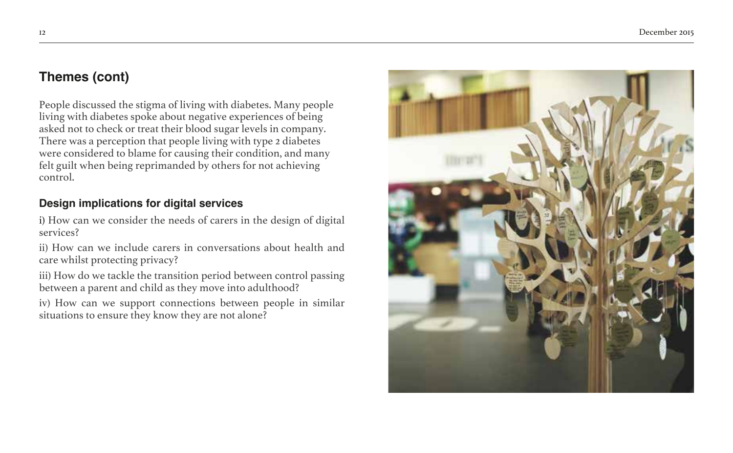## Themes (cont)

People discussed the stigma of living with diabetes. Many people living with diabetes spoke about negative experiences of being asked not to check or treat their blood sugar levels in company. There was a perception that people living with type 2 diabetes were considered to blame for causing their condition, and many felt guilt when being reprimanded by others for not achieving control.

### Design implications for digital services

i) How can we consider the needs of carers in the design of digital services?

ii) How can we include carers in conversations about health and care whilst protecting privacy?

iii) How do we tackle the transition period between control passing between a parent and child as they move into adulthood?

iv) How can we support connections between people in similar situations to ensure they know they are not alone?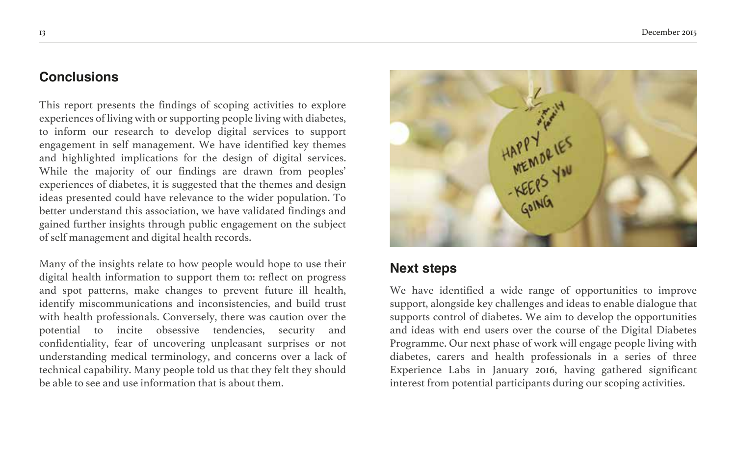## Conclusions

This report presents the findings of scoping activities to explore experiences of living with or supporting people living with diabetes, to inform our research to develop digital services to support engagement in self management. We have identified key themes and highlighted implications for the design of digital services. While the majority of our findings are drawn from peoples' experiences of diabetes, it is suggested that the themes and design ideas presented could have relevance to the wider population. To better understand this association, we have validated findings and gained further insights through public engagement on the subject of self management and digital health records.

Many of the insights relate to how people would hope to use their digital health information to support them to: reflect on progress and spot patterns, make changes to prevent future ill health, identify miscommunications and inconsistencies, and build trust with health professionals. Conversely, there was caution over the potential to incite obsessive tendencies, security and confidentiality, fear of uncovering unpleasant surprises or not understanding medical terminology, and concerns over a lack of technical capability. Many people told us that they felt they should be able to see and use information that is about them.

## Next steps

We have identified a wide range of opportunities to improve support, alongside key challenges and ideas to enable dialogue that supports control of diabetes. We aim to develop the opportunities and ideas with end users over the course of the Digital Diabetes Programme. Our next phase of work will engage people living with diabetes, carers and health professionals in a series of three Experience Labs in January 2016, having gathered significant interest from potential participants during our scoping activities.